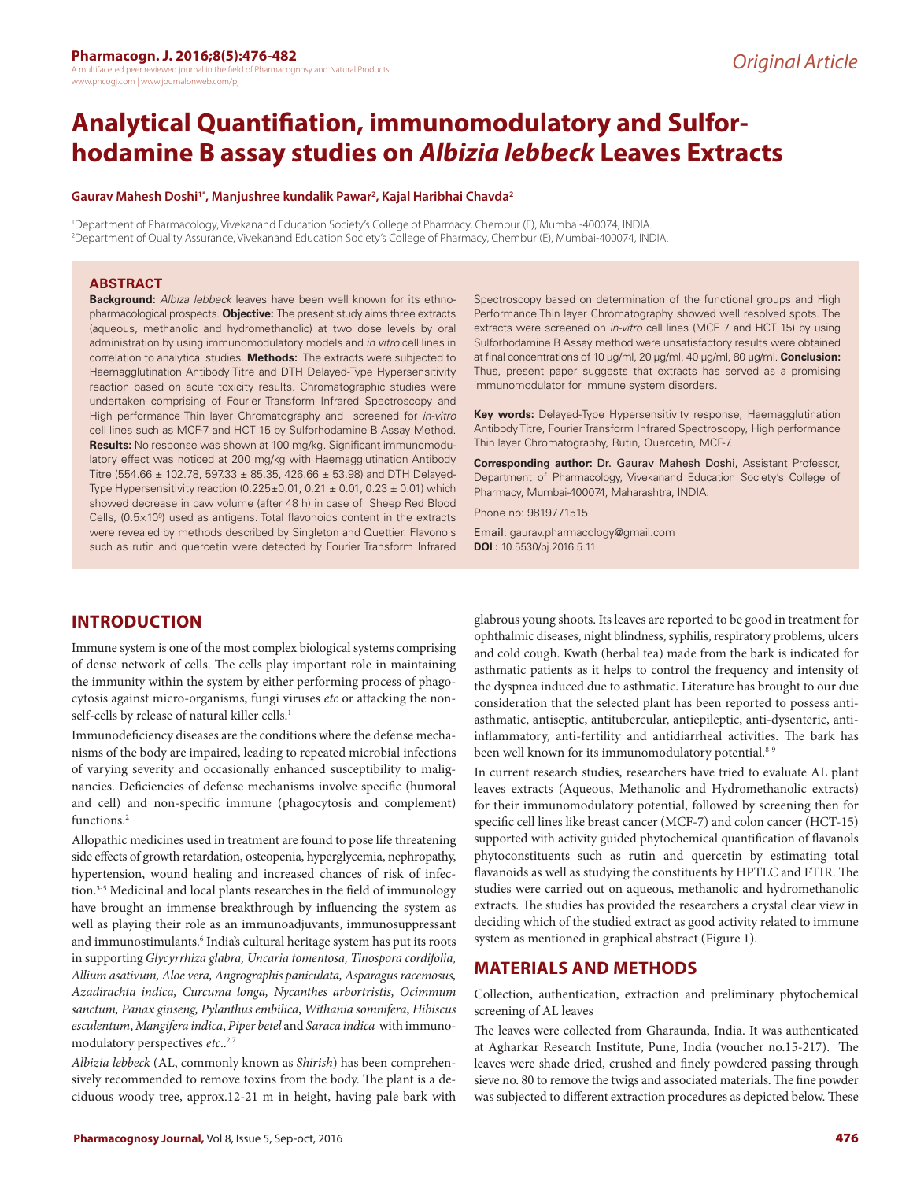*Original Article*

# Analytical Quantifiation, immunomodulatory and Sulforhodamine B assay studies on *Albizia lebbeck* Leaves Extracts

**Gaurav Mahesh Doshi[1*], Manjushree kundalik Pawar[2], Kajal Haribhai Chavda[2]**

[1]Department of Pharmacology, Vivekanand Education Society's College of Pharmacy, Chembur (E), Mumbai-400074, INDIA.
[2]Department of Quality Assurance, Vivekanand Education Society's College of Pharmacy, Chembur (E), Mumbai-400074, INDIA.

## ABSTRACT

**Background:** *Albiza lebbeck* leaves have been well known for its ethnopharmacological prospects. **Objective:** The present study aims three extracts (aqueous, methanolic and hydromethanolic) at two dose levels by oral administration by using immunomodulatory models and *in vitro* cell lines in correlation to analytical studies. **Methods:** The extracts were subjected to Haemagglutination Antibody Titre and DTH Delayed-Type Hypersensitivity reaction based on acute toxicity results. Chromatographic studies were undertaken comprising of Fourier Transform Infrared Spectroscopy and High performance Thin layer Chromatography and screened for *in-vitro* cell lines such as MCF-7 and HCT 15 by Sulforhodamine B Assay Method. **Results:** No response was shown at 100 mg/kg. Significant immunomodulatory effect was noticed at 200 mg/kg with Haemagglutination Antibody Titre (554.66 ± 102.78, 597.33 ± 85.35, 426.66 ± 53.98) and DTH Delayed-Type Hypersensitivity reaction (0.225±0.01, 0.21 ± 0.01, 0.23 ± 0.01) which showed decrease in paw volume (after 48 h) in case of Sheep Red Blood Cells, ($0.5\times10^9$) used as antigens. Total flavonoids content in the extracts were revealed by methods described by Singleton and Quettier. Flavonols such as rutin and quercetin were detected by Fourier Transform Infrared Spectroscopy based on determination of the functional groups and High Performance Thin layer Chromatography showed well resolved spots. The extracts were screened on *in-vitro* cell lines (MCF 7 and HCT 15) by using Sulforhodamine B Assay method were unsatisfactory results were obtained at final concentrations of 10 μg/ml, 20 μg/ml, 40 μg/ml, 80 μg/ml. **Conclusion:** Thus, present paper suggests that extracts has served as a promising immunomodulator for immune system disorders.

**Key words:** Delayed-Type Hypersensitivity response, Haemagglutination Antibody Titre, Fourier Transform Infrared Spectroscopy, High performance Thin layer Chromatography, Rutin, Quercetin, MCF-7.

**Corresponding author:** Dr. Gaurav Mahesh Doshi, Assistant Professor, Department of Pharmacology, Vivekanand Education Society's College of Pharmacy, Mumbai-400074, Maharashtra, INDIA.

Phone no: 9819771515

Email: gaurav.pharmacology@gmail.com
**DOI :** 10.5530/pj.2016.5.11

## INTRODUCTION

Immune system is one of the most complex biological systems comprising of dense network of cells. The cells play important role in maintaining the immunity within the system by either performing process of phagocytosis against micro-organisms, fungi viruses *etc* or attacking the non-self-cells by release of natural killer cells.[1]

Immunodeficiency diseases are the conditions where the defense mechanisms of the body are impaired, leading to repeated microbial infections of varying severity and occasionally enhanced susceptibility to malignancies. Deficiencies of defense mechanisms involve specific (humoral and cell) and non-specific immune (phagocytosis and complement) functions.[2]

Allopathic medicines used in treatment are found to pose life threatening side effects of growth retardation, osteopenia, hyperglycemia, nephropathy, hypertension, wound healing and increased chances of risk of infection.[3-5] Medicinal and local plants researches in the field of immunology have brought an immense breakthrough by influencing the system as well as playing their role as an immunoadjuvants, immunosuppressant and immunostimulants.[6] India's cultural heritage system has put its roots in supporting *Glycyrrhiza glabra, Uncaria tomentosa, Tinospora cordifolia, Allium asativum, Aloe vera, Angrographis paniculata, Asparagus racemosus, Azadirachta indica, Curcuma longa, Nycanthes arbortristis, Ocimmum sanctum, Panax ginseng, Pylanthus embilica*, *Withania somnifera*, *Hibiscus esculentum*, *Mangifera indica*, *Piper betel* and *Saraca indica* with immunomodulatory perspectives *etc*..[2,7]

*Albizia lebbeck* (AL, commonly known as *Shirish*) has been comprehensively recommended to remove toxins from the body. The plant is a deciduous woody tree, approx.12-21 m in height, having pale bark with glabrous young shoots. Its leaves are reported to be good in treatment for ophthalmic diseases, night blindness, syphilis, respiratory problems, ulcers and cold cough. Kwath (herbal tea) made from the bark is indicated for asthmatic patients as it helps to control the frequency and intensity of the dyspnea induced due to asthmatic. Literature has brought to our due consideration that the selected plant has been reported to possess anti-asthmatic, antiseptic, antitubercular, antiepileptic, anti-dysenteric, anti-inflammatory, anti-fertility and antidiarrheal activities. The bark has been well known for its immunomodulatory potential.[8-9]

In current research studies, researchers have tried to evaluate AL plant leaves extracts (Aqueous, Methanolic and Hydromethanolic extracts) for their immunomodulatory potential, followed by screening then for specific cell lines like breast cancer (MCF-7) and colon cancer (HCT-15) supported with activity guided phytochemical quantification of flavanols phytoconstituents such as rutin and quercetin by estimating total flavanoids as well as studying the constituents by HPTLC and FTIR. The studies were carried out on aqueous, methanolic and hydromethanolic extracts. The studies has provided the researchers a crystal clear view in deciding which of the studied extract as good activity related to immune system as mentioned in graphical abstract (Figure 1).

## MATERIALS AND METHODS

Collection, authentication, extraction and preliminary phytochemical screening of AL leaves

The leaves were collected from Gharaunda, India. It was authenticated at Agharkar Research Institute, Pune, India (voucher no.15-217). The leaves were shade dried, crushed and finely powdered passing through sieve no. 80 to remove the twigs and associated materials. The fine powder was subjected to different extraction procedures as depicted below. These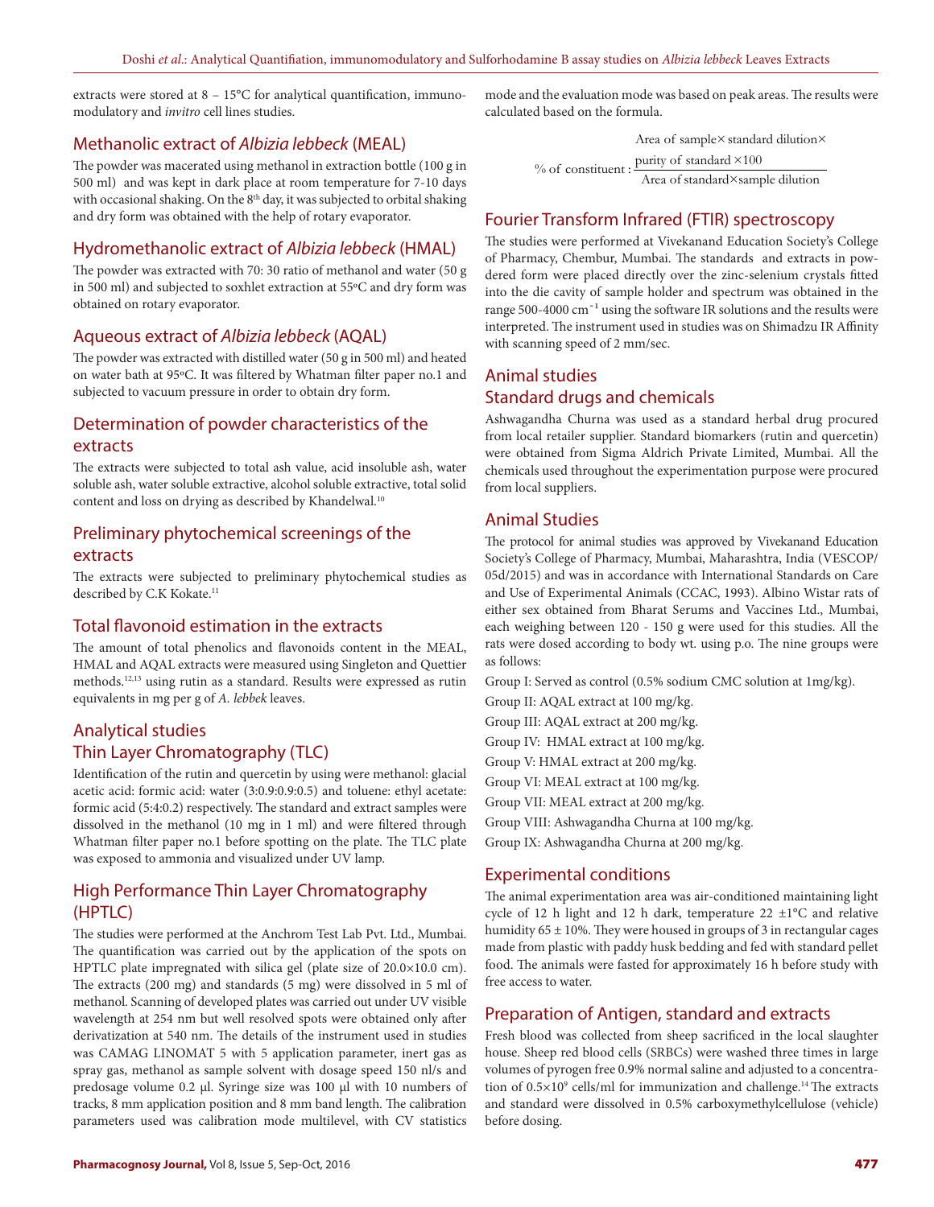extracts were stored at 8 – 15°C for analytical quantification, immunomodulatory and *invitro* cell lines studies.

## Methanolic extract of *Albizia lebbeck* (MEAL)

The powder was macerated using methanol in extraction bottle (100 g in 500 ml) and was kept in dark place at room temperature for 7-10 days with occasional shaking. On the 8th day, it was subjected to orbital shaking and dry form was obtained with the help of rotary evaporator.

## Hydromethanolic extract of *Albizia lebbeck* (HMAL)

The powder was extracted with 70: 30 ratio of methanol and water (50 g in 500 ml) and subjected to soxhlet extraction at 55ºC and dry form was obtained on rotary evaporator.

## Aqueous extract of *Albizia lebbeck* (AQAL)

The powder was extracted with distilled water (50 g in 500 ml) and heated on water bath at 95ºC. It was filtered by Whatman filter paper no.1 and subjected to vacuum pressure in order to obtain dry form.

## Determination of powder characteristics of the extracts

The extracts were subjected to total ash value, acid insoluble ash, water soluble ash, water soluble extractive, alcohol soluble extractive, total solid content and loss on drying as described by Khandelwal.[10]

## Preliminary phytochemical screenings of the extracts

The extracts were subjected to preliminary phytochemical studies as described by C.K Kokate.[11]

## Total flavonoid estimation in the extracts

The amount of total phenolics and flavonoids content in the MEAL, HMAL and AQAL extracts were measured using Singleton and Quettier methods.[12,13] using rutin as a standard. Results were expressed as rutin equivalents in mg per g of *A. lebbek* leaves.

## Analytical studies

## Thin Layer Chromatography (TLC)

Identification of the rutin and quercetin by using were methanol: glacial acetic acid: formic acid: water (3:0.9:0.9:0.5) and toluene: ethyl acetate: formic acid (5:4:0.2) respectively. The standard and extract samples were dissolved in the methanol (10 mg in 1 ml) and were filtered through Whatman filter paper no.1 before spotting on the plate. The TLC plate was exposed to ammonia and visualized under UV lamp.

## High Performance Thin Layer Chromatography (HPTLC)

The studies were performed at the Anchrom Test Lab Pvt. Ltd., Mumbai. The quantification was carried out by the application of the spots on HPTLC plate impregnated with silica gel (plate size of 20.0×10.0 cm). The extracts (200 mg) and standards (5 mg) were dissolved in 5 ml of methanol. Scanning of developed plates was carried out under UV visible wavelength at 254 nm but well resolved spots were obtained only after derivatization at 540 nm. The details of the instrument used in studies was CAMAG LINOMAT 5 with 5 application parameter, inert gas as spray gas, methanol as sample solvent with dosage speed 150 nl/s and predosage volume 0.2 µl. Syringe size was 100 µl with 10 numbers of tracks, 8 mm application position and 8 mm band length. The calibration parameters used was calibration mode multilevel, with CV statistics mode and the evaluation mode was based on peak areas. The results were calculated based on the formula.

$$\%\text{ of constituent} : \frac{\text{Area of sample} \times \text{standard dilution} \times \text{purity of standard} \times 100}{\text{Area of standard} \times \text{sample dilution}}$$

## Fourier Transform Infrared (FTIR) spectroscopy

The studies were performed at Vivekanand Education Society's College of Pharmacy, Chembur, Mumbai. The standards and extracts in powdered form were placed directly over the zinc-selenium crystals fitted into the die cavity of sample holder and spectrum was obtained in the range 500-4000 cm$^{-1}$ using the software IR solutions and the results were interpreted. The instrument used in studies was on Shimadzu IR Affinity with scanning speed of 2 mm/sec.

## Animal studies

## Standard drugs and chemicals

Ashwagandha Churna was used as a standard herbal drug procured from local retailer supplier. Standard biomarkers (rutin and quercetin) were obtained from Sigma Aldrich Private Limited, Mumbai. All the chemicals used throughout the experimentation purpose were procured from local suppliers.

## Animal Studies

The protocol for animal studies was approved by Vivekanand Education Society's College of Pharmacy, Mumbai, Maharashtra, India (VESCOP/05d/2015) and was in accordance with International Standards on Care and Use of Experimental Animals (CCAC, 1993). Albino Wistar rats of either sex obtained from Bharat Serums and Vaccines Ltd., Mumbai, each weighing between 120 - 150 g were used for this studies. All the rats were dosed according to body wt. using p.o. The nine groups were as follows:

Group I: Served as control (0.5% sodium CMC solution at 1mg/kg).

Group II: AQAL extract at 100 mg/kg.

Group III: AQAL extract at 200 mg/kg.

Group IV: HMAL extract at 100 mg/kg.

Group V: HMAL extract at 200 mg/kg.

Group VI: MEAL extract at 100 mg/kg.

Group VII: MEAL extract at 200 mg/kg.

Group VIII: Ashwagandha Churna at 100 mg/kg.

Group IX: Ashwagandha Churna at 200 mg/kg.

## Experimental conditions

The animal experimentation area was air-conditioned maintaining light cycle of 12 h light and 12 h dark, temperature 22 ±1°C and relative humidity 65 ± 10%. They were housed in groups of 3 in rectangular cages made from plastic with paddy husk bedding and fed with standard pellet food. The animals were fasted for approximately 16 h before study with free access to water.

## Preparation of Antigen, standard and extracts

Fresh blood was collected from sheep sacrificed in the local slaughter house. Sheep red blood cells (SRBCs) were washed three times in large volumes of pyrogen free 0.9% normal saline and adjusted to a concentration of $0.5\times10^9$ cells/ml for immunization and challenge.[14] The extracts and standard were dissolved in 0.5% carboxymethylcellulose (vehicle) before dosing.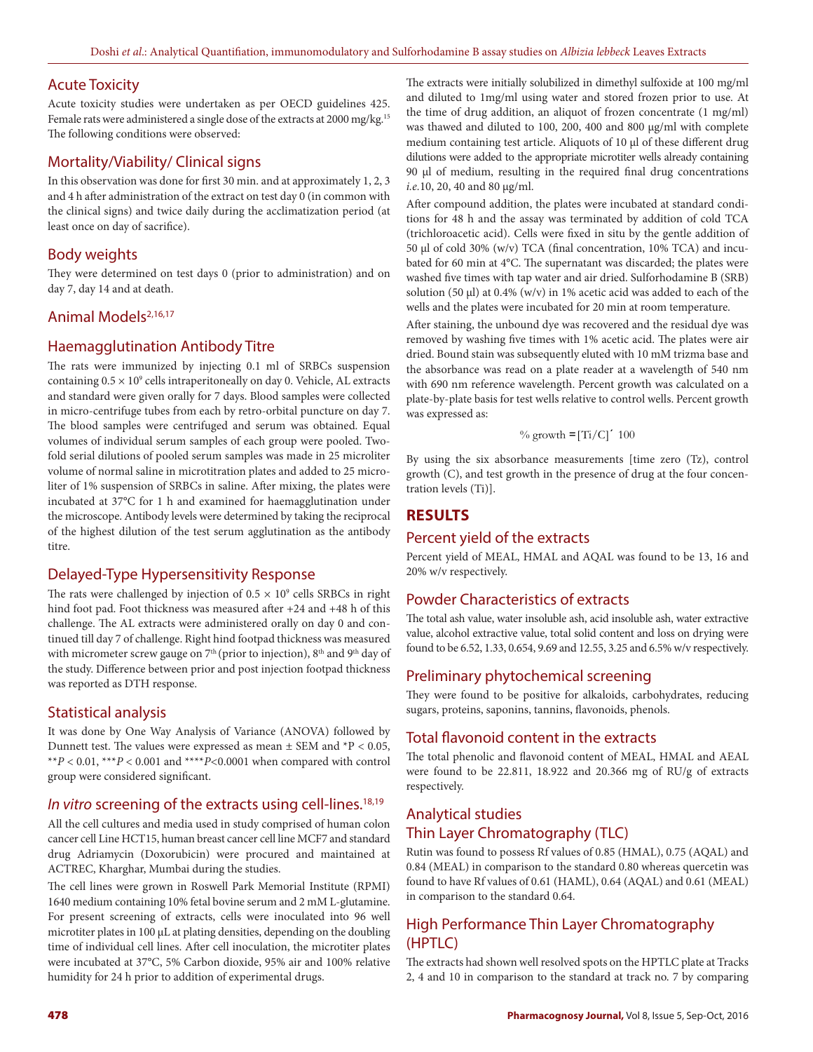## Acute Toxicity

Acute toxicity studies were undertaken as per OECD guidelines 425. Female rats were administered a single dose of the extracts at 2000 mg/kg.[15] The following conditions were observed:

## Mortality/Viability/ Clinical signs

In this observation was done for first 30 min. and at approximately 1, 2, 3 and 4 h after administration of the extract on test day 0 (in common with the clinical signs) and twice daily during the acclimatization period (at least once on day of sacrifice).

## Body weights

They were determined on test days 0 (prior to administration) and on day 7, day 14 and at death.

## Animal Models[2,16,17]

## Haemagglutination Antibody Titre

The rats were immunized by injecting 0.1 ml of SRBCs suspension containing $0.5 \times 10^9$ cells intraperitoneally on day 0. Vehicle, AL extracts and standard were given orally for 7 days. Blood samples were collected in micro-centrifuge tubes from each by retro-orbital puncture on day 7. The blood samples were centrifuged and serum was obtained. Equal volumes of individual serum samples of each group were pooled. Two-fold serial dilutions of pooled serum samples was made in 25 microliter volume of normal saline in microtitration plates and added to 25 microliter of 1% suspension of SRBCs in saline. After mixing, the plates were incubated at 37°C for 1 h and examined for haemagglutination under the microscope. Antibody levels were determined by taking the reciprocal of the highest dilution of the test serum agglutination as the antibody titre.

## Delayed-Type Hypersensitivity Response

The rats were challenged by injection of $0.5 \times 10^9$ cells SRBCs in right hind foot pad. Foot thickness was measured after +24 and +48 h of this challenge. The AL extracts were administered orally on day 0 and continued till day 7 of challenge. Right hind footpad thickness was measured with micrometer screw gauge on 7th (prior to injection), 8th and 9th day of the study. Difference between prior and post injection footpad thickness was reported as DTH response.

## Statistical analysis

It was done by One Way Analysis of Variance (ANOVA) followed by Dunnett test. The values were expressed as mean ± SEM and *$P < 0.05$, **$P < 0.01$, ***$P < 0.001$ and ****$P<0.0001$ when compared with control group were considered significant.

## *In vitro* screening of the extracts using cell-lines.[18,19]

All the cell cultures and media used in study comprised of human colon cancer cell Line HCT15, human breast cancer cell line MCF7 and standard drug Adriamycin (Doxorubicin) were procured and maintained at ACTREC, Kharghar, Mumbai during the studies.

The cell lines were grown in Roswell Park Memorial Institute (RPMI) 1640 medium containing 10% fetal bovine serum and 2 mM L-glutamine. For present screening of extracts, cells were inoculated into 96 well microtiter plates in 100 µL at plating densities, depending on the doubling time of individual cell lines. After cell inoculation, the microtiter plates were incubated at 37°C, 5% Carbon dioxide, 95% air and 100% relative humidity for 24 h prior to addition of experimental drugs.

The extracts were initially solubilized in dimethyl sulfoxide at 100 mg/ml and diluted to 1mg/ml using water and stored frozen prior to use. At the time of drug addition, an aliquot of frozen concentrate (1 mg/ml) was thawed and diluted to 100, 200, 400 and 800 µg/ml with complete medium containing test article. Aliquots of 10 µl of these different drug dilutions were added to the appropriate microtiter wells already containing 90 µl of medium, resulting in the required final drug concentrations *i.e.*10, 20, 40 and 80 µg/ml.

After compound addition, the plates were incubated at standard conditions for 48 h and the assay was terminated by addition of cold TCA (trichloroacetic acid). Cells were fixed in situ by the gentle addition of 50 µl of cold 30% (w/v) TCA (final concentration, 10% TCA) and incubated for 60 min at 4°C. The supernatant was discarded; the plates were washed five times with tap water and air dried. Sulforhodamine B (SRB) solution (50 µl) at 0.4% (w/v) in 1% acetic acid was added to each of the wells and the plates were incubated for 20 min at room temperature.

After staining, the unbound dye was recovered and the residual dye was removed by washing five times with 1% acetic acid. The plates were air dried. Bound stain was subsequently eluted with 10 mM trizma base and the absorbance was read on a plate reader at a wavelength of 540 nm with 690 nm reference wavelength. Percent growth was calculated on a plate-by-plate basis for test wells relative to control wells. Percent growth was expressed as:

$$\% \text{ growth} = [Ti/C] \times 100$$

By using the six absorbance measurements [time zero (Tz), control growth (C), and test growth in the presence of drug at the four concentration levels (Ti)].

# RESULTS

## Percent yield of the extracts

Percent yield of MEAL, HMAL and AQAL was found to be 13, 16 and 20% w/v respectively.

## Powder Characteristics of extracts

The total ash value, water insoluble ash, acid insoluble ash, water extractive value, alcohol extractive value, total solid content and loss on drying were found to be 6.52, 1.33, 0.654, 9.69 and 12.55, 3.25 and 6.5% w/v respectively.

## Preliminary phytochemical screening

They were found to be positive for alkaloids, carbohydrates, reducing sugars, proteins, saponins, tannins, flavonoids, phenols.

## Total flavonoid content in the extracts

The total phenolic and flavonoid content of MEAL, HMAL and AEAL were found to be 22.811, 18.922 and 20.366 mg of RU/g of extracts respectively.

## Analytical studies

## Thin Layer Chromatography (TLC)

Rutin was found to possess Rf values of 0.85 (HMAL), 0.75 (AQAL) and 0.84 (MEAL) in comparison to the standard 0.80 whereas quercetin was found to have Rf values of 0.61 (HAML), 0.64 (AQAL) and 0.61 (MEAL) in comparison to the standard 0.64.

## High Performance Thin Layer Chromatography (HPTLC)

The extracts had shown well resolved spots on the HPTLC plate at Tracks 2, 4 and 10 in comparison to the standard at track no. 7 by comparing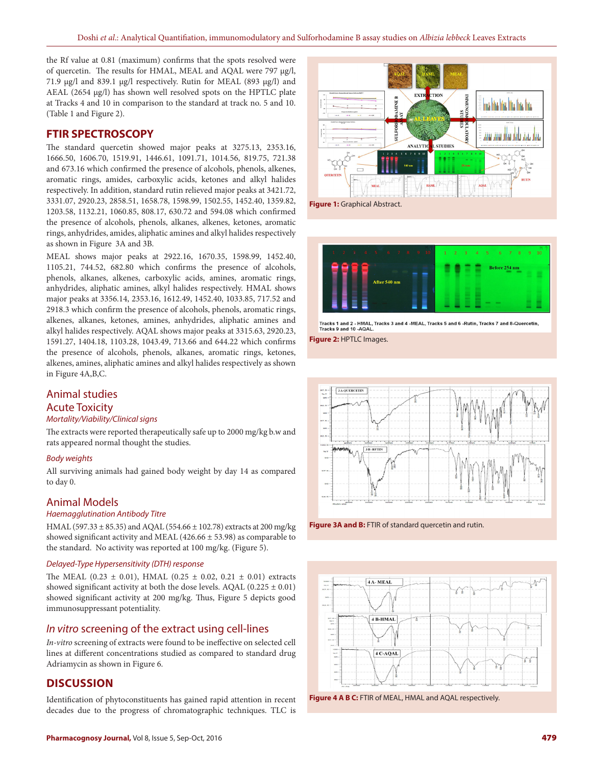the Rf value at 0.81 (maximum) confirms that the spots resolved were of quercetin. The results for HMAL, MEAL and AQAL were 797 µg/l, 71.9 µg/l and 839.1 µg/l respectively. Rutin for MEAL (893 µg/l) and AEAL (2654 µg/l) has shown well resolved spots on the HPTLC plate at Tracks 4 and 10 in comparison to the standard at track no. 5 and 10. (Table 1 and Figure 2).

## FTIR SPECTROSCOPY

The standard quercetin showed major peaks at 3275.13, 2353.16, 1666.50, 1606.70, 1519.91, 1446.61, 1091.71, 1014.56, 819.75, 721.38 and 673.16 which confirmed the presence of alcohols, phenols, alkenes, aromatic rings, amides, carboxylic acids, ketones and alkyl halides respectively. In addition, standard rutin relieved major peaks at 3421.72, 3331.07, 2920.23, 2858.51, 1658.78, 1598.99, 1502.55, 1452.40, 1359.82, 1203.58, 1132.21, 1060.85, 808.17, 630.72 and 594.08 which confirmed the presence of alcohols, phenols, alkanes, alkenes, ketones, aromatic rings, anhydrides, amides, aliphatic amines and alkyl halides respectively as shown in Figure 3A and 3B.

MEAL shows major peaks at 2922.16, 1670.35, 1598.99, 1452.40, 1105.21, 744.52, 682.80 which confirms the presence of alcohols, phenols, alkanes, alkenes, carboxylic acids, amines, aromatic rings, anhydrides, aliphatic amines, alkyl halides respectively. HMAL shows major peaks at 3356.14, 2353.16, 1612.49, 1452.40, 1033.85, 717.52 and 2918.3 which confirm the presence of alcohols, phenols, aromatic rings, alkenes, alkanes, ketones, amines, anhydrides, aliphatic amines and alkyl halides respectively. AQAL shows major peaks at 3315.63, 2920.23, 1591.27, 1404.18, 1103.28, 1043.49, 713.66 and 644.22 which confirms the presence of alcohols, phenols, alkanes, aromatic rings, ketones, alkenes, amines, aliphatic amines and alkyl halides respectively as shown in Figure 4A,B,C.

## Animal studies

### Acute Toxicity

#### *Mortality/Viability/Clinical signs*

The extracts were reported therapeutically safe up to 2000 mg/kg b.w and rats appeared normal thought the studies.

#### *Body weights*

All surviving animals had gained body weight by day 14 as compared to day 0.

## Animal Models

#### *Haemagglutination Antibody Titre*

HMAL (597.33 ± 85.35) and AQAL (554.66 ± 102.78) extracts at 200 mg/kg showed significant activity and MEAL (426.66 ± 53.98) as comparable to the standard. No activity was reported at 100 mg/kg. (Figure 5).

#### *Delayed-Type Hypersensitivity (DTH) response*

The MEAL (0.23 ± 0.01), HMAL (0.25 ± 0.02, 0.21 ± 0.01) extracts showed significant activity at both the dose levels. AQAL (0.225 ± 0.01) showed significant activity at 200 mg/kg. Thus, Figure 5 depicts good immunosuppressant potentiality.

## *In vitro* screening of the extract using cell-lines

*In-vitro* screening of extracts were found to be ineffective on selected cell lines at different concentrations studied as compared to standard drug Adriamycin as shown in Figure 6.

## DISCUSSION

Identification of phytoconstituents has gained rapid attention in recent decades due to the progress of chromatographic techniques. TLC is

**Figure 1:** Graphical Abstract.

Tracks 1 and 2 - HMAL, Tracks 3 and 4 -MEAL, Tracks 5 and 6 -Rutin, Tracks 7 and 8-Quercetin, Tracks 9 and 10 -AQAL.

**Figure 2:** HPTLC Images.

**Figure 3A and B:** FTIR of standard quercetin and rutin.

**Figure 4 A B C:** FTIR of MEAL, HMAL and AQAL respectively.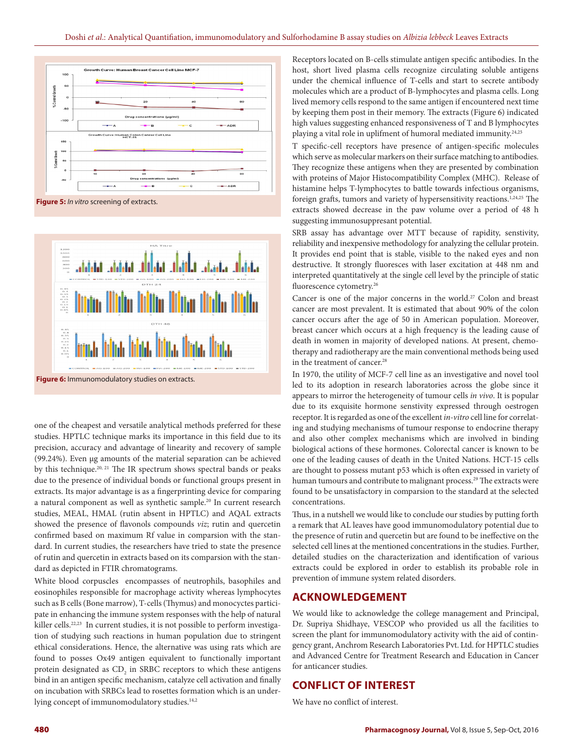Figure 5: *In vitro* screening of extracts.

Figure 6: Immunomodulatory studies on extracts.

one of the cheapest and versatile analytical methods preferred for these studies. HPTLC technique marks its importance in this field due to its precision, accuracy and advantage of linearity and recovery of sample (99.24%). Even µg amounts of the material separation can be achieved by this technique.[20, 21] The IR spectrum shows spectral bands or peaks due to the presence of individual bonds or functional groups present in extracts. Its major advantage is as a fingerprinting device for comparing a natural component as well as synthetic sample.[20] In current research studies, MEAL, HMAL (rutin absent in HPTLC) and AQAL extracts showed the presence of flavonols compounds *viz*; rutin and quercetin confirmed based on maximum Rf value in comparsion with the standard. In current studies, the researchers have tried to state the presence of rutin and quercetin in extracts based on its comparsion with the standard as depicted in FTIR chromatograms.

White blood corpuscles encompasses of neutrophils, basophiles and eosinophiles responsible for macrophage activity whereas lymphocytes such as B cells (Bone marrow), T-cells (Thymus) and monocyctes participate in enhancing the immune system responses with the help of natural killer cells.[22,23] In current studies, it is not possible to perform investigation of studying such reactions in human population due to stringent ethical considerations. Hence, the alternative was using rats which are found to posses Ox49 antigen equivalent to functionally important protein designated as $CD_2$ in SRBC receptors to which these antigens bind in an antigen specific mechanism, catalyze cell activation and finally on incubation with SRBCs lead to rosettes formation which is an underlying concept of immunomodulatory studies.[14,2]

Receptors located on B-cells stimulate antigen specific antibodies. In the host, short lived plasma cells recognize circulating soluble antigens under the chemical influence of T-cells and start to secrete antibody molecules which are a product of B-lymphocytes and plasma cells. Long lived memory cells respond to the same antigen if encountered next time by keeping them post in their memory. The extracts (Figure 6) indicated high values suggesting enhanced responsiveness of T and B lymphocytes playing a vital role in upliftment of humoral mediated immunity.[24,25]

T specific-cell receptors have presence of antigen-specific molecules which serve as molecular markers on their surface matching to antibodies. They recognize these antigens when they are presented by combination with proteins of Major Histocompatibility Complex (MHC). Release of histamine helps T-lymphocytes to battle towards infectious organisms, foreign grafts, tumors and variety of hypersensitivity reactions.[1,24,25] The extracts showed decrease in the paw volume over a period of 48 h suggesting immunosuppresant potential.

SRB assay has advantage over MTT because of rapidity, senstivity, reliability and inexpensive methodology for analyzing the cellular protein. It provides end point that is stable, visible to the naked eyes and non destructive. It strongly fluoresces with laser excitation at 448 nm and interpreted quantitatively at the single cell level by the principle of static fluorescence cytometry.[26]

Cancer is one of the major concerns in the world.[27] Colon and breast cancer are most prevalent. It is estimated that about 90% of the colon cancer occurs after the age of 50 in American population. Moreover, breast cancer which occurs at a high frequency is the leading cause of death in women in majority of developed nations. At present, chemotherapy and radiotherapy are the main conventional methods being used in the treatment of cancer.[28]

In 1970, the utility of MCF-7 cell line as an investigative and novel tool led to its adoption in research laboratories across the globe since it appears to mirror the heterogeneity of tumour cells *in vivo*. It is popular due to its exquisite hormone senstivity expressed through oestrogen receptor. It is regarded as one of the excellent *in-vitro* cell line for correlating and studying mechanisms of tumour response to endocrine therapy and also other complex mechanisms which are involved in binding biological actions of these hormones. Colorectal cancer is known to be one of the leading causes of death in the United Nations. HCT-15 cells are thought to possess mutant p53 which is often expressed in variety of human tumours and contribute to malignant process.[29] The extracts were found to be unsatisfactory in comparsion to the standard at the selected concentrations.

Thus, in a nutshell we would like to conclude our studies by putting forth a remark that AL leaves have good immunomodulatory potential due to the presence of rutin and quercetin but are found to be ineffective on the selected cell lines at the mentioned concentrations in the studies. Further, detailed studies on the characterization and identification of various extracts could be explored in order to establish its probable role in prevention of immune system related disorders.

## ACKNOWLEDGEMENT

We would like to acknowledge the college management and Principal, Dr. Supriya Shidhaye, VESCOP who provided us all the facilities to screen the plant for immunomodulatory activity with the aid of contingency grant, Anchrom Research Laboratories Pvt. Ltd. for HPTLC studies and Advanced Centre for Treatment Research and Education in Cancer for anticancer studies.

## CONFLICT OF INTEREST

We have no conflict of interest.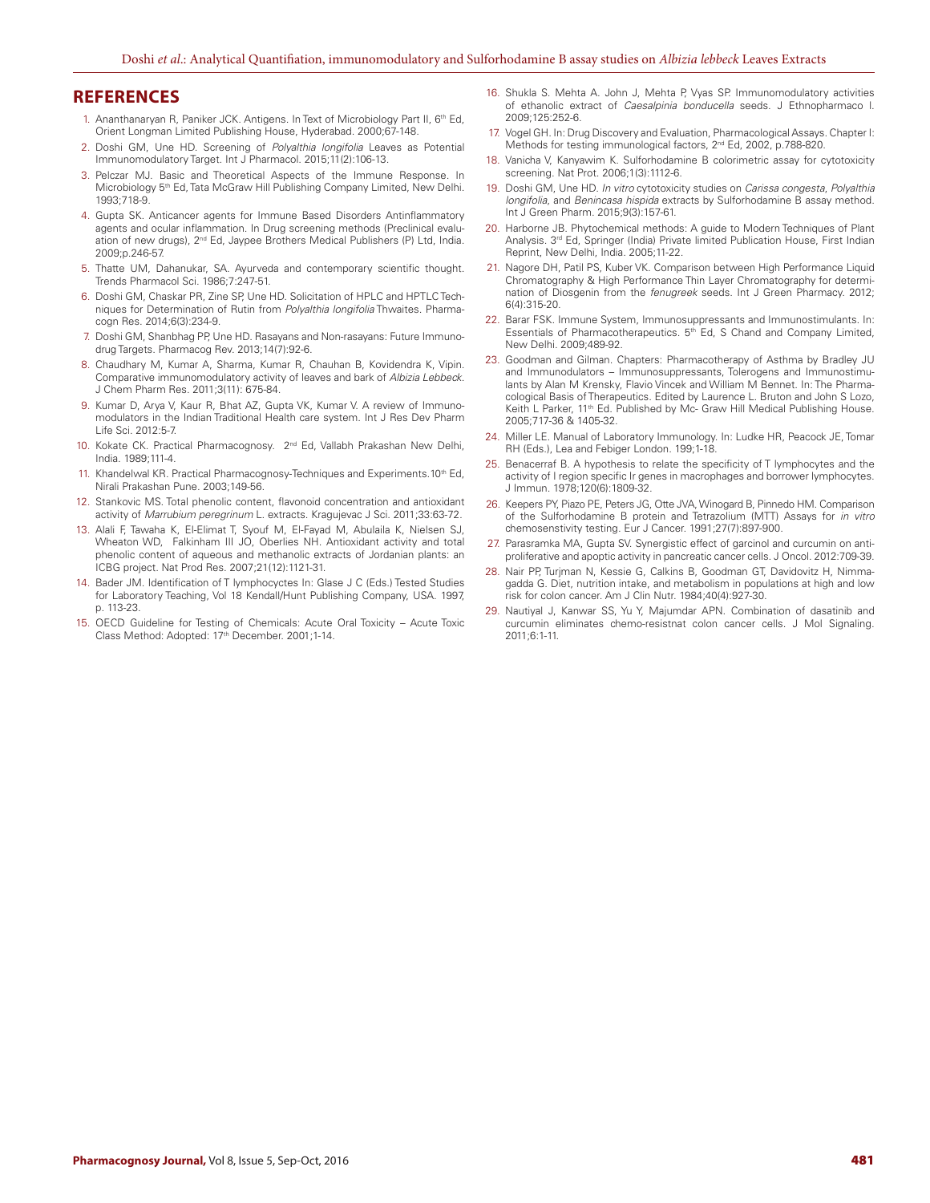## REFERENCES

1. Ananthanaryan R, Paniker JCK. Antigens. In Text of Microbiology Part II, 6th Ed, Orient Longman Limited Publishing House, Hyderabad. 2000;67-148.
2. Doshi GM, Une HD. Screening of *Polyalthia longifolia* Leaves as Potential Immunomodulatory Target. Int J Pharmacol. 2015;11(2):106-13.
3. Pelczar MJ. Basic and Theoretical Aspects of the Immune Response. In Microbiology 5th Ed, Tata McGraw Hill Publishing Company Limited, New Delhi. 1993;718-9.
4. Gupta SK. Anticancer agents for Immune Based Disorders Antinflammatory agents and ocular inflammation. In Drug screening methods (Preclinical evaluation of new drugs), 2nd Ed, Jaypee Brothers Medical Publishers (P) Ltd, India. 2009;p.246-57.
5. Thatte UM, Dahanukar, SA. Ayurveda and contemporary scientific thought. Trends Pharmacol Sci. 1986;7:247-51.
6. Doshi GM, Chaskar PR, Zine SP, Une HD. Solicitation of HPLC and HPTLC Techniques for Determination of Rutin from *Polyalthia longifolia* Thwaites. Pharmacogn Res. 2014;6(3):234-9.
7. Doshi GM, Shanbhag PP, Une HD. Rasayans and Non-rasayans: Future Immunodrug Targets. Pharmacog Rev. 2013;14(7):92-6.
8. Chaudhary M, Kumar A, Sharma, Kumar R, Chauhan B, Kovidendra K, Vipin. Comparative immunomodulatory activity of leaves and bark of *Albizia Lebbeck*. J Chem Pharm Res. 2011;3(11): 675-84.
9. Kumar D, Arya V, Kaur R, Bhat AZ, Gupta VK, Kumar V. A review of Immunomodulators in the Indian Traditional Health care system. Int J Res Dev Pharm Life Sci. 2012:5-7.
10. Kokate CK. Practical Pharmacognosy. 2nd Ed, Vallabh Prakashan New Delhi, India. 1989;111-4.
11. Khandelwal KR. Practical Pharmacognosy-Techniques and Experiments.10th Ed, Nirali Prakashan Pune. 2003;149-56.
12. Stankovic MS. Total phenolic content, flavonoid concentration and antioxidant activity of *Marrubium peregrinum* L. extracts. Kragujevac J Sci. 2011;33:63-72.
13. Alali F, Tawaha K, El-Elimat T, Syouf M, El-Fayad M, Abulaila K, Nielsen SJ, Wheaton WD, Falkinham III JO, Oberlies NH. Antioxidant activity and total phenolic content of aqueous and methanolic extracts of Jordanian plants: an ICBG project. Nat Prod Res. 2007;21(12):1121-31.
14. Bader JM. Identification of T lymphocyctes In: Glase J C (Eds.) Tested Studies for Laboratory Teaching, Vol 18 Kendall/Hunt Publishing Company, USA. 1997, p. 113-23.
15. OECD Guideline for Testing of Chemicals: Acute Oral Toxicity – Acute Toxic Class Method: Adopted: 17th December. 2001;1-14.
16. Shukla S. Mehta A. John J, Mehta P, Vyas SP. Immunomodulatory activities of ethanolic extract of *Caesalpinia bonducella* seeds. J Ethnopharmaco l. 2009;125:252-6.
17. Vogel GH. In: Drug Discovery and Evaluation, Pharmacological Assays. Chapter I: Methods for testing immunological factors, 2nd Ed, 2002, p.788-820.
18. Vanicha V, Kanyawim K. Sulforhodamine B colorimetric assay for cytotoxicity screening. Nat Prot. 2006;1(3):1112-6.
19. Doshi GM, Une HD. *In vitro* cytotoxicity studies on *Carissa congesta*, *Polyalthia longifolia*, and *Benincasa hispida* extracts by Sulforhodamine B assay method. Int J Green Pharm. 2015;9(3):157-61.
20. Harborne JB. Phytochemical methods: A guide to Modern Techniques of Plant Analysis. 3rd Ed, Springer (India) Private limited Publication House, First Indian Reprint, New Delhi, India. 2005;11-22.
21. Nagore DH, Patil PS, Kuber VK. Comparison between High Performance Liquid Chromatography & High Performance Thin Layer Chromatography for determination of Diosgenin from the *fenugreek* seeds. Int J Green Pharmacy. 2012; 6(4):315-20.
22. Barar FSK. Immune System, Immunosuppressants and Immunostimulants. In: Essentials of Pharmacotherapeutics. 5th Ed, S Chand and Company Limited, New Delhi. 2009;489-92.
23. Goodman and Gilman. Chapters: Pharmacotherapy of Asthma by Bradley JU and Immunodulators – Immunosuppressants, Tolerogens and Immunostimulants by Alan M Krensky, Flavio Vincek and William M Bennet. In: The Pharmacological Basis of Therapeutics. Edited by Laurence L. Bruton and John S Lozo, Keith L Parker, 11th Ed. Published by Mc- Graw Hill Medical Publishing House. 2005;717-36 & 1405-32.
24. Miller LE. Manual of Laboratory Immunology. In: Ludke HR, Peacock JE, Tomar RH (Eds.), Lea and Febiger London. 199;1-18.
25. Benacerraf B. A hypothesis to relate the specificity of T lymphocytes and the activity of I region specific Ir genes in macrophages and borrower lymphocytes. J Immun. 1978;120(6):1809-32.
26. Keepers PY, Piazo PE, Peters JG, Otte JVA, Winogard B, Pinnedo HM. Comparison of the Sulforhodamine B protein and Tetrazolium (MTT) Assays for *in vitro* chemosensitivity testing. Eur J Cancer. 1991;27(7):897-900.
27. Parasramka MA, Gupta SV. Synergistic effect of garcinol and curcumin on antiproliferative and apoptic activity in pancreatic cancer cells. J Oncol. 2012:709-39.
28. Nair PP, Turjman N, Kessie G, Calkins B, Goodman GT, Davidovitz H, Nimmagadda G. Diet, nutrition intake, and metabolism in populations at high and low risk for colon cancer. Am J Clin Nutr. 1984;40(4):927-30.
29. Nautiyal J, Kanwar SS, Yu Y, Majumdar APN. Combination of dasatinib and curcumin eliminates chemo-resistnat colon cancer cells. J Mol Signaling. 2011;6:1-11.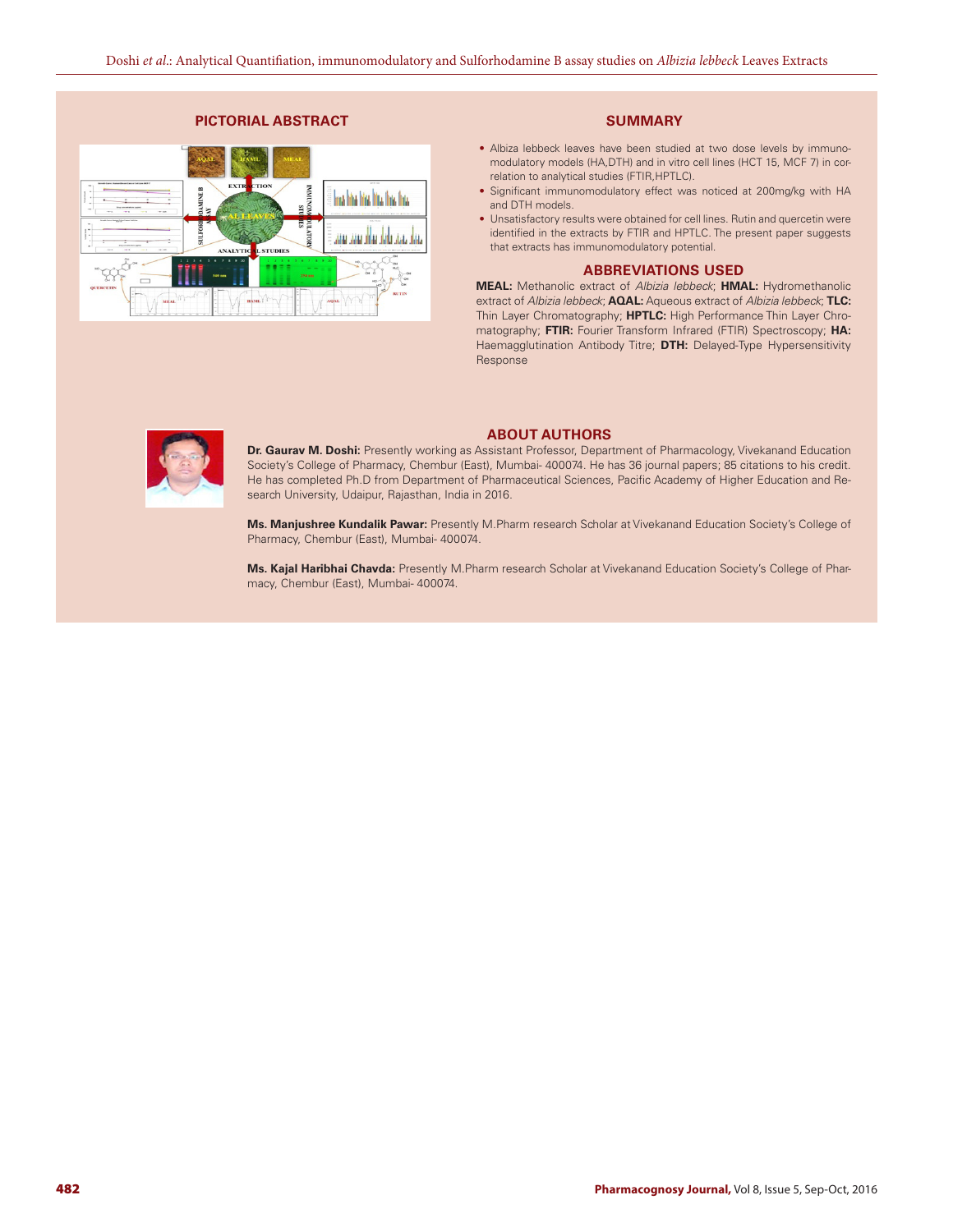## PICTORIAL ABSTRACT

## SUMMARY

- Albiza lebbeck leaves have been studied at two dose levels by immunomodulatory models (HA,DTH) and in vitro cell lines (HCT 15, MCF 7) in correlation to analytical studies (FTIR,HPTLC).
- Significant immunomodulatory effect was noticed at 200mg/kg with HA and DTH models.
- Unsatisfactory results were obtained for cell lines. Rutin and quercetin were identified in the extracts by FTIR and HPTLC. The present paper suggests that extracts has immunomodulatory potential.

## ABBREVIATIONS USED

**MEAL:** Methanolic extract of *Albizia lebbeck*; **HMAL:** Hydromethanolic extract of *Albizia lebbeck*; **AQAL:** Aqueous extract of *Albizia lebbeck*; **TLC:** Thin Layer Chromatography; **HPTLC:** High Performance Thin Layer Chromatography; **FTIR:** Fourier Transform Infrared (FTIR) Spectroscopy; **HA:** Haemagglutination Antibody Titre; **DTH:** Delayed-Type Hypersensitivity Response

## ABOUT AUTHORS

**Dr. Gaurav M. Doshi:** Presently working as Assistant Professor, Department of Pharmacology, Vivekanand Education Society's College of Pharmacy, Chembur (East), Mumbai- 400074. He has 36 journal papers; 85 citations to his credit. He has completed Ph.D from Department of Pharmaceutical Sciences, Pacific Academy of Higher Education and Research University, Udaipur, Rajasthan, India in 2016.

**Ms. Manjushree Kundalik Pawar:** Presently M.Pharm research Scholar at Vivekanand Education Society's College of Pharmacy, Chembur (East), Mumbai- 400074.

**Ms. Kajal Haribhai Chavda:** Presently M.Pharm research Scholar at Vivekanand Education Society's College of Pharmacy, Chembur (East), Mumbai- 400074.